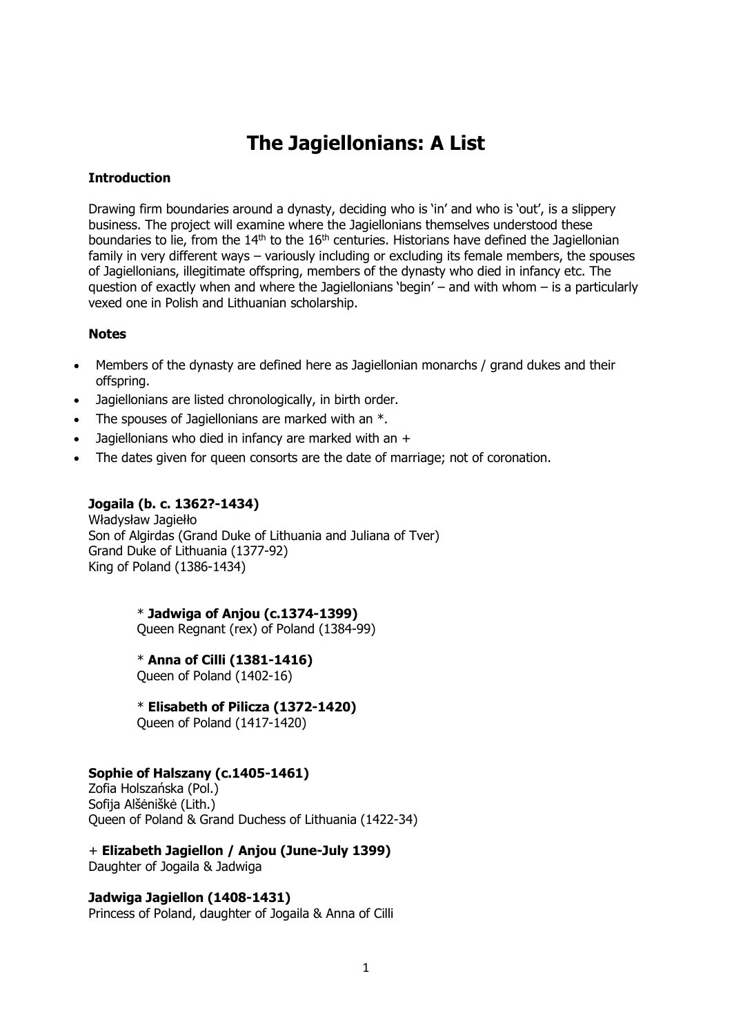# The Jagiellonians: A List

### Introduction

Drawing firm boundaries around a dynasty, deciding who is 'in' and who is 'out', is a slippery business. The project will examine where the Jagiellonians themselves understood these boundaries to lie, from the 14th to the 16th centuries. Historians have defined the Jagiellonian family in very different ways – variously including or excluding its female members, the spouses of Jagiellonians, illegitimate offspring, members of the dynasty who died in infancy etc. The question of exactly when and where the Jagiellonians 'begin' – and with whom – is a particularly vexed one in Polish and Lithuanian scholarship.

### Notes

- Members of the dynasty are defined here as Jagiellonian monarchs / grand dukes and their offspring.
- Jagiellonians are listed chronologically, in birth order.
- The spouses of Jagiellonians are marked with an *.
- Jagiellonians who died in infancy are marked with an +
- The dates given for queen consorts are the date of marriage; not of coronation.

**Jogaila (b. c. 1362?-1434)**
Władysław Jagiełło
Son of Algirdas (Grand Duke of Lithuania and Juliana of Tver)
Grand Duke of Lithuania (1377-92)
King of Poland (1386-1434)

> * **Jadwiga of Anjou (c.1374-1399)**
> Queen Regnant (rex) of Poland (1384-99)
>
> * **Anna of Cilli (1381-1416)**
> Queen of Poland (1402-16)
>
> * **Elisabeth of Pilicza (1372-1420)**
> Queen of Poland (1417-1420)

**Sophie of Halszany (c.1405-1461)**
Zofia Holszańska (Pol.)
Sofija Alšėniškė (Lith.)
Queen of Poland & Grand Duchess of Lithuania (1422-34)

+ **Elizabeth Jagiellon / Anjou (June-July 1399)**
Daughter of Jogaila & Jadwiga

**Jadwiga Jagiellon (1408-1431)**
Princess of Poland, daughter of Jogaila & Anna of Cilli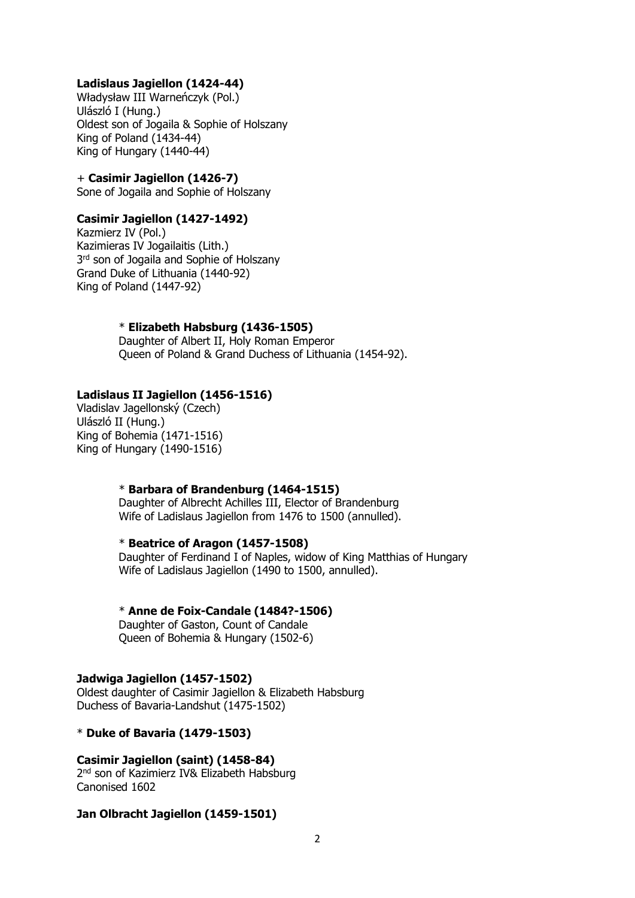**Ladislaus Jagiellon (1424-44)**
Władysław III Warneńczyk (Pol.)
Ulászló I (Hung.)
Oldest son of Jogaila & Sophie of Holszany
King of Poland (1434-44)
King of Hungary (1440-44)

+ **Casimir Jagiellon (1426-7)**
Sone of Jogaila and Sophie of Holszany

**Casimir Jagiellon (1427-1492)**
Kazmierz IV (Pol.)
Kazimieras IV Jogailaitis (Lith.)
3rd son of Jogaila and Sophie of Holszany
Grand Duke of Lithuania (1440-92)
King of Poland (1447-92)

> * **Elizabeth Habsburg (1436-1505)**
> Daughter of Albert II, Holy Roman Emperor
> Queen of Poland & Grand Duchess of Lithuania (1454-92).

**Ladislaus II Jagiellon (1456-1516)**
Vladislav Jagellonský (Czech)
Ulászló II (Hung.)
King of Bohemia (1471-1516)
King of Hungary (1490-1516)

> * **Barbara of Brandenburg (1464-1515)**
> Daughter of Albrecht Achilles III, Elector of Brandenburg
> Wife of Ladislaus Jagiellon from 1476 to 1500 (annulled).
>
> * **Beatrice of Aragon (1457-1508)**
> Daughter of Ferdinand I of Naples, widow of King Matthias of Hungary
> Wife of Ladislaus Jagiellon (1490 to 1500, annulled).
>
> * **Anne de Foix-Candale (1484?-1506)**
> Daughter of Gaston, Count of Candale
> Queen of Bohemia & Hungary (1502-6)

**Jadwiga Jagiellon (1457-1502)**
Oldest daughter of Casimir Jagiellon & Elizabeth Habsburg
Duchess of Bavaria-Landshut (1475-1502)

* **Duke of Bavaria (1479-1503)**

**Casimir Jagiellon (saint) (1458-84)**
2nd son of Kazimierz IV& Elizabeth Habsburg
Canonised 1602

**Jan Olbracht Jagiellon (1459-1501)**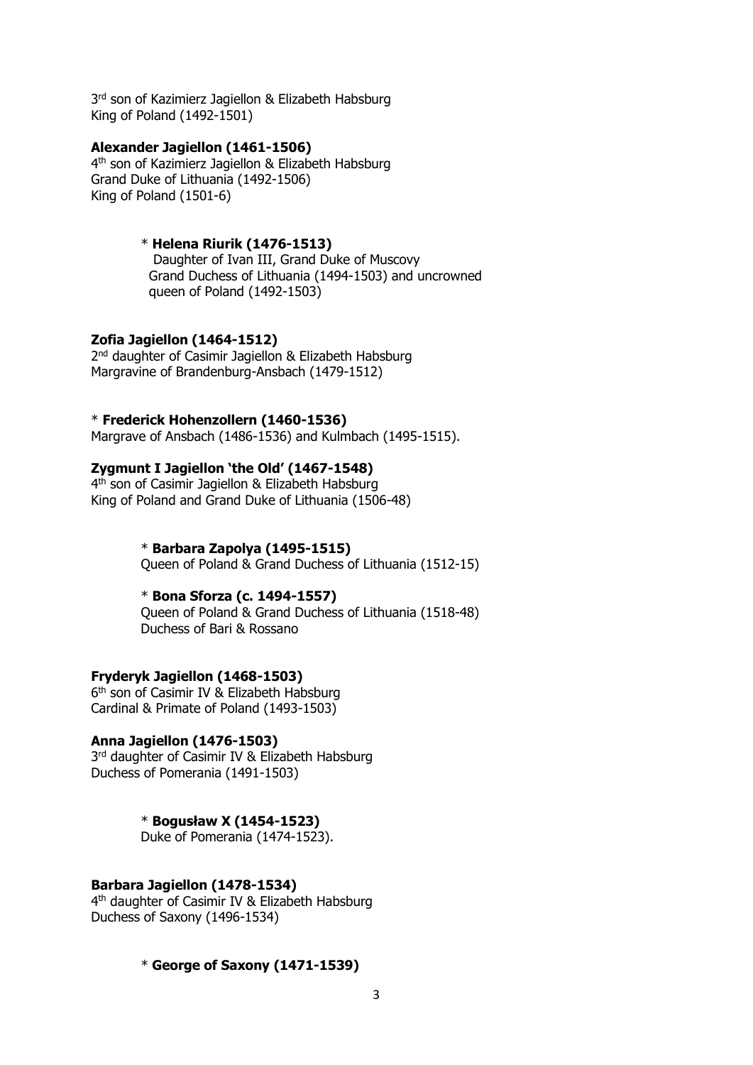3rd son of Kazimierz Jagiellon & Elizabeth Habsburg
King of Poland (1492-1501)

**Alexander Jagiellon (1461-1506)**
4th son of Kazimierz Jagiellon & Elizabeth Habsburg
Grand Duke of Lithuania (1492-1506)
King of Poland (1501-6)

> * **Helena Riurik (1476-1513)**
> Daughter of Ivan III, Grand Duke of Muscovy
> Grand Duchess of Lithuania (1494-1503) and uncrowned queen of Poland (1492-1503)

**Zofia Jagiellon (1464-1512)**
2nd daughter of Casimir Jagiellon & Elizabeth Habsburg
Margravine of Brandenburg-Ansbach (1479-1512)

* **Frederick Hohenzollern (1460-1536)**
Margrave of Ansbach (1486-1536) and Kulmbach (1495-1515).

**Zygmunt I Jagiellon 'the Old' (1467-1548)**
4th son of Casimir Jagiellon & Elizabeth Habsburg
King of Poland and Grand Duke of Lithuania (1506-48)

> * **Barbara Zapolya (1495-1515)**
> Queen of Poland & Grand Duchess of Lithuania (1512-15)
>
> * **Bona Sforza (c. 1494-1557)**
> Queen of Poland & Grand Duchess of Lithuania (1518-48)
> Duchess of Bari & Rossano

**Fryderyk Jagiellon (1468-1503)**
6th son of Casimir IV & Elizabeth Habsburg
Cardinal & Primate of Poland (1493-1503)

**Anna Jagiellon (1476-1503)**
3rd daughter of Casimir IV & Elizabeth Habsburg
Duchess of Pomerania (1491-1503)

> * **Bogusław X (1454-1523)**
> Duke of Pomerania (1474-1523).

**Barbara Jagiellon (1478-1534)**
4th daughter of Casimir IV & Elizabeth Habsburg
Duchess of Saxony (1496-1534)

> * **George of Saxony (1471-1539)**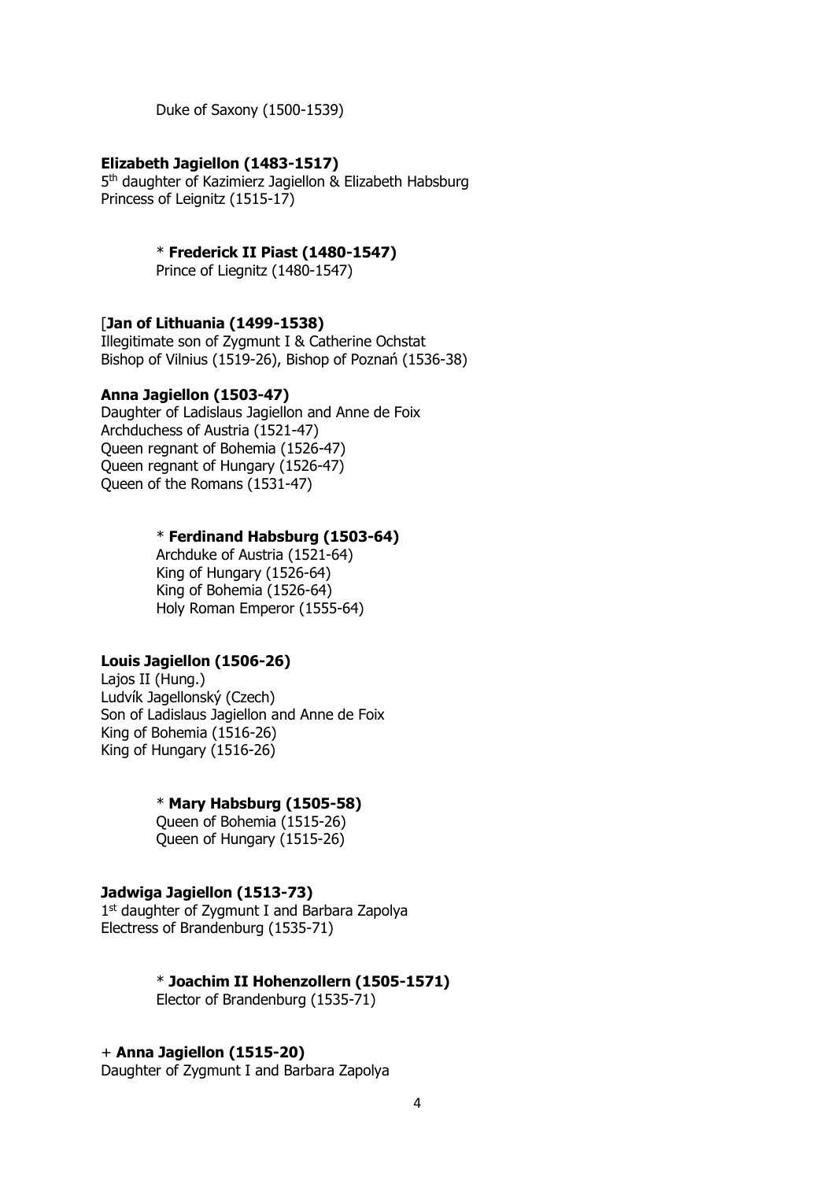Duke of Saxony (1500-1539)

**Elizabeth Jagiellon (1483-1517)**
5th daughter of Kazimierz Jagiellon & Elizabeth Habsburg
Princess of Leignitz (1515-17)

> * **Frederick II Piast (1480-1547)**
> Prince of Liegnitz (1480-1547)

[**Jan of Lithuania (1499-1538)**
Illegitimate son of Zygmunt I & Catherine Ochstat
Bishop of Vilnius (1519-26), Bishop of Poznań (1536-38)

**Anna Jagiellon (1503-47)**
Daughter of Ladislaus Jagiellon and Anne de Foix
Archduchess of Austria (1521-47)
Queen regnant of Bohemia (1526-47)
Queen regnant of Hungary (1526-47)
Queen of the Romans (1531-47)

> * **Ferdinand Habsburg (1503-64)**
> Archduke of Austria (1521-64)
> King of Hungary (1526-64)
> King of Bohemia (1526-64)
> Holy Roman Emperor (1555-64)

**Louis Jagiellon (1506-26)**
Lajos II (Hung.)
Ludvík Jagellonský (Czech)
Son of Ladislaus Jagiellon and Anne de Foix
King of Bohemia (1516-26)
King of Hungary (1516-26)

> * **Mary Habsburg (1505-58)**
> Queen of Bohemia (1515-26)
> Queen of Hungary (1515-26)

**Jadwiga Jagiellon (1513-73)**
1st daughter of Zygmunt I and Barbara Zapolya
Electress of Brandenburg (1535-71)

> * **Joachim II Hohenzollern (1505-1571)**
> Elector of Brandenburg (1535-71)

+ **Anna Jagiellon (1515-20)**
Daughter of Zygmunt I and Barbara Zapolya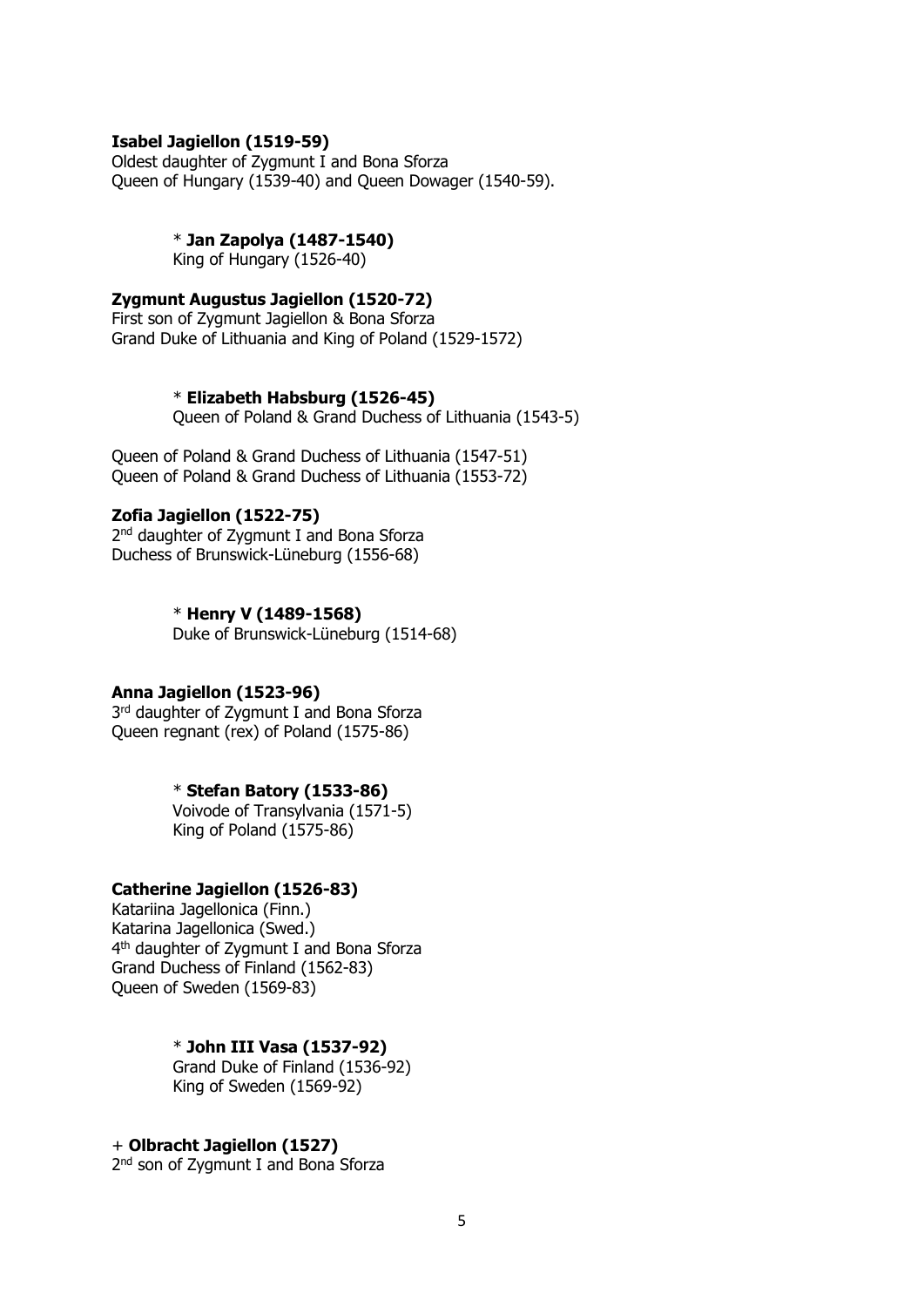**Isabel Jagiellon (1519-59)**
Oldest daughter of Zygmunt I and Bona Sforza
Queen of Hungary (1539-40) and Queen Dowager (1540-59).

> * **Jan Zapolya (1487-1540)**
> King of Hungary (1526-40)

**Zygmunt Augustus Jagiellon (1520-72)**
First son of Zygmunt Jagiellon & Bona Sforza
Grand Duke of Lithuania and King of Poland (1529-1572)

> * **Elizabeth Habsburg (1526-45)**
> Queen of Poland & Grand Duchess of Lithuania (1543-5)

Queen of Poland & Grand Duchess of Lithuania (1547-51)
Queen of Poland & Grand Duchess of Lithuania (1553-72)

**Zofia Jagiellon (1522-75)**
2nd daughter of Zygmunt I and Bona Sforza
Duchess of Brunswick-Lüneburg (1556-68)

> * **Henry V (1489-1568)**
> Duke of Brunswick-Lüneburg (1514-68)

**Anna Jagiellon (1523-96)**
3rd daughter of Zygmunt I and Bona Sforza
Queen regnant (rex) of Poland (1575-86)

> * **Stefan Batory (1533-86)**
> Voivode of Transylvania (1571-5)
> King of Poland (1575-86)

**Catherine Jagiellon (1526-83)**
Katariina Jagellonica (Finn.)
Katarina Jagellonica (Swed.)
4th daughter of Zygmunt I and Bona Sforza
Grand Duchess of Finland (1562-83)
Queen of Sweden (1569-83)

> * **John III Vasa (1537-92)**
> Grand Duke of Finland (1536-92)
> King of Sweden (1569-92)

+ **Olbracht Jagiellon (1527)**
2nd son of Zygmunt I and Bona Sforza